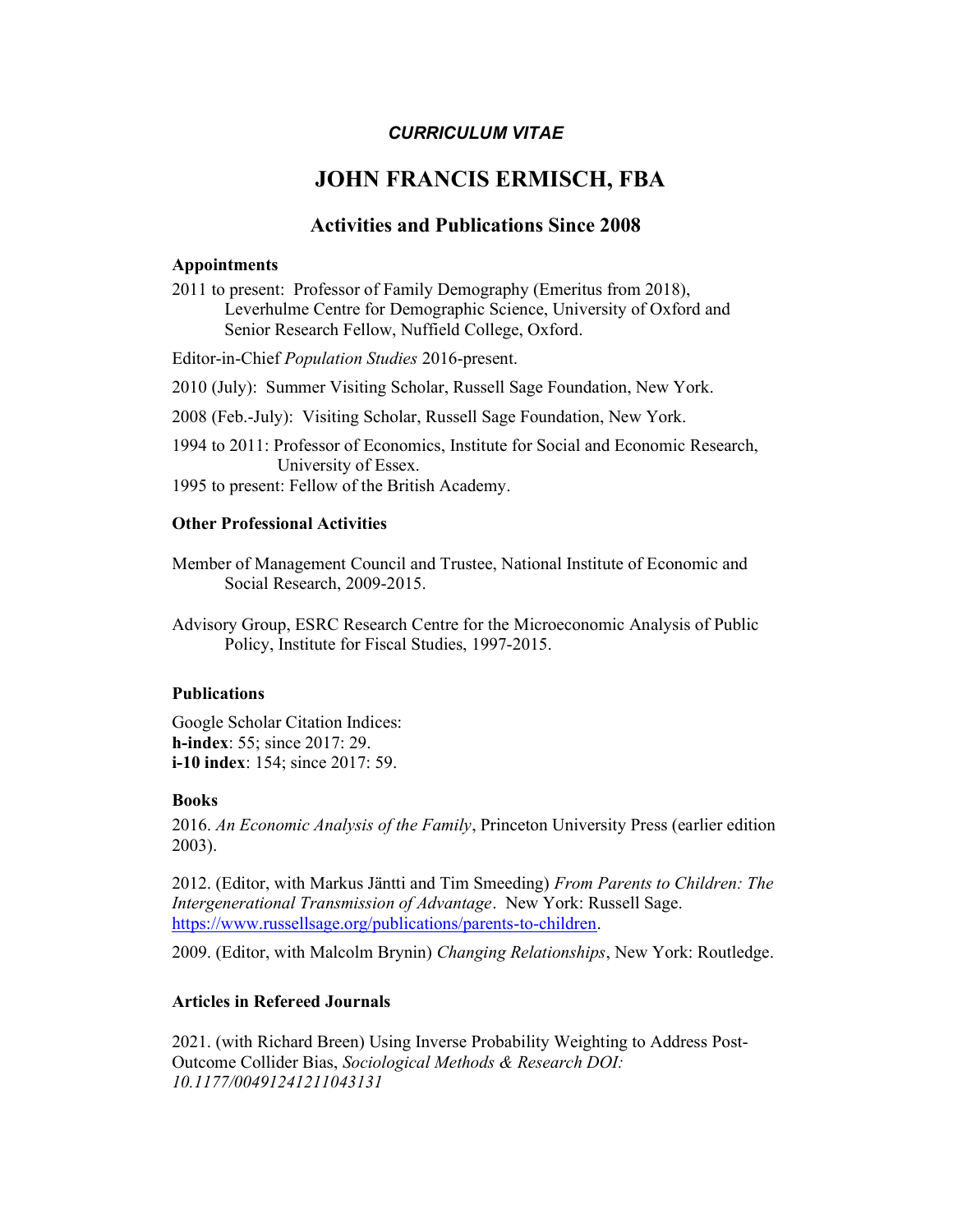***CURRICULUM VITAE***

# JOHN FRANCIS ERMISCH, FBA

## Activities and Publications Since 2008

### Appointments

2011 to present: Professor of Family Demography (Emeritus from 2018), Leverhulme Centre for Demographic Science, University of Oxford and Senior Research Fellow, Nuffield College, Oxford.

Editor-in-Chief *Population Studies* 2016-present.

2010 (July): Summer Visiting Scholar, Russell Sage Foundation, New York.

2008 (Feb.-July): Visiting Scholar, Russell Sage Foundation, New York.

1994 to 2011: Professor of Economics, Institute for Social and Economic Research, University of Essex.

1995 to present: Fellow of the British Academy.

### Other Professional Activities

Member of Management Council and Trustee, National Institute of Economic and Social Research, 2009-2015.

Advisory Group, ESRC Research Centre for the Microeconomic Analysis of Public Policy, Institute for Fiscal Studies, 1997-2015.

### Publications

Google Scholar Citation Indices:
**h-index**: 55; since 2017: 29.
**i-10 index**: 154; since 2017: 59.

### Books

2016. *An Economic Analysis of the Family*, Princeton University Press (earlier edition 2003).

2012. (Editor, with Markus Jäntti and Tim Smeeding) *From Parents to Children: The Intergenerational Transmission of Advantage*. New York: Russell Sage. https://www.russellsage.org/publications/parents-to-children.

2009. (Editor, with Malcolm Brynin) *Changing Relationships*, New York: Routledge.

### Articles in Refereed Journals

2021. (with Richard Breen) Using Inverse Probability Weighting to Address Post-Outcome Collider Bias, *Sociological Methods & Research DOI: 10.1177/00491241211043131*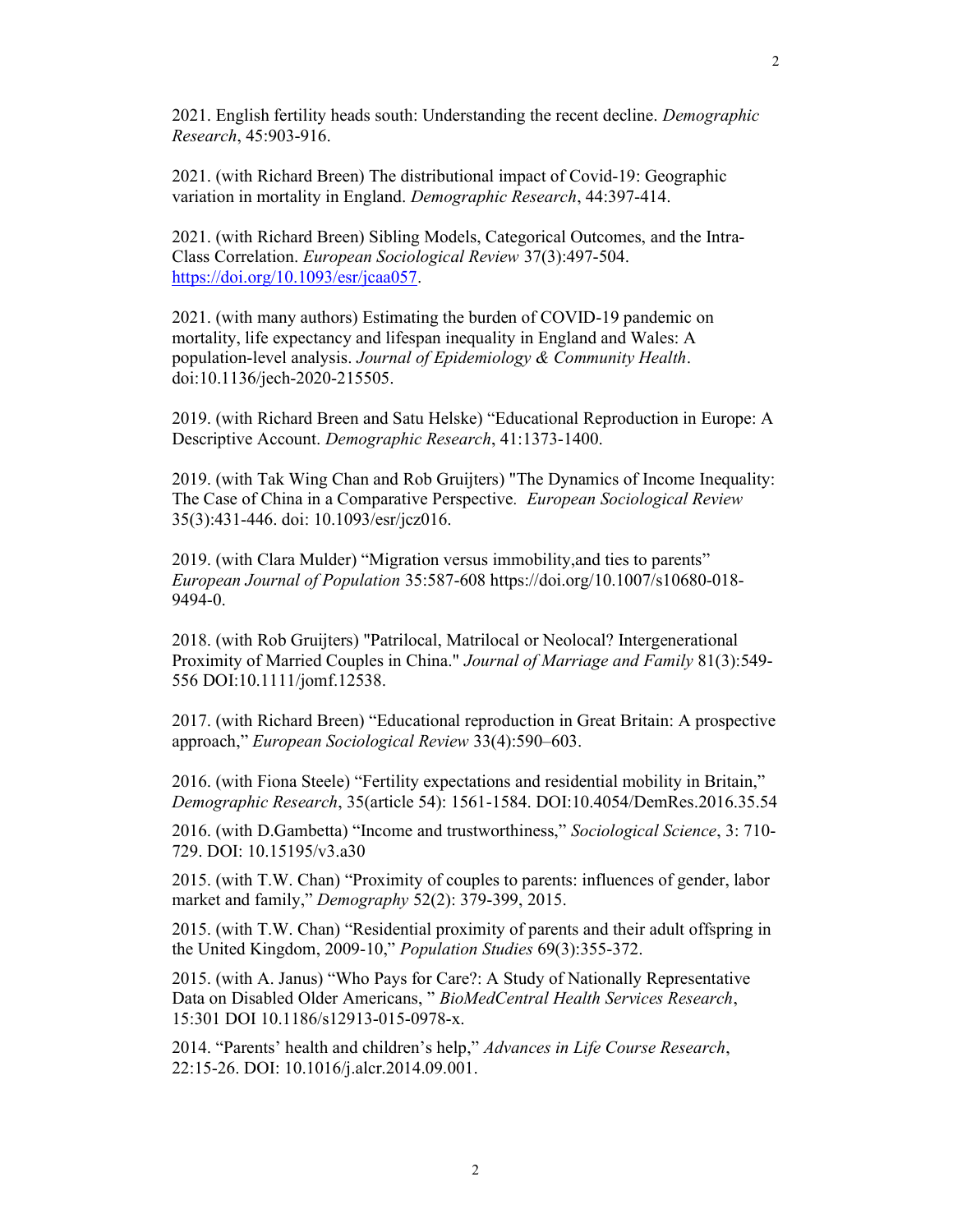2021. English fertility heads south: Understanding the recent decline. *Demographic Research*, 45:903-916.

2021. (with Richard Breen) The distributional impact of Covid-19: Geographic variation in mortality in England. *Demographic Research*, 44:397-414.

2021. (with Richard Breen) Sibling Models, Categorical Outcomes, and the Intra-Class Correlation. *European Sociological Review* 37(3):497-504. https://doi.org/10.1093/esr/jcaa057.

2021. (with many authors) Estimating the burden of COVID-19 pandemic on mortality, life expectancy and lifespan inequality in England and Wales: A population-level analysis. *Journal of Epidemiology & Community Health*. doi:10.1136/jech-2020-215505.

2019. (with Richard Breen and Satu Helske) "Educational Reproduction in Europe: A Descriptive Account. *Demographic Research*, 41:1373-1400.

2019. (with Tak Wing Chan and Rob Gruijters) "The Dynamics of Income Inequality: The Case of China in a Comparative Perspective. *European Sociological Review* 35(3):431-446. doi: 10.1093/esr/jcz016.

2019. (with Clara Mulder) "Migration versus immobility,and ties to parents" *European Journal of Population* 35:587-608 https://doi.org/10.1007/s10680-018-9494-0.

2018. (with Rob Gruijters) "Patrilocal, Matrilocal or Neolocal? Intergenerational Proximity of Married Couples in China." *Journal of Marriage and Family* 81(3):549-556 DOI:10.1111/jomf.12538.

2017. (with Richard Breen) "Educational reproduction in Great Britain: A prospective approach," *European Sociological Review* 33(4):590–603.

2016. (with Fiona Steele) "Fertility expectations and residential mobility in Britain," *Demographic Research*, 35(article 54): 1561-1584. DOI:10.4054/DemRes.2016.35.54

2016. (with D.Gambetta) "Income and trustworthiness," *Sociological Science*, 3: 710-729. DOI: 10.15195/v3.a30

2015. (with T.W. Chan) "Proximity of couples to parents: influences of gender, labor market and family," *Demography* 52(2): 379-399, 2015.

2015. (with T.W. Chan) "Residential proximity of parents and their adult offspring in the United Kingdom, 2009-10," *Population Studies* 69(3):355-372.

2015. (with A. Janus) "Who Pays for Care?: A Study of Nationally Representative Data on Disabled Older Americans, " *BioMedCentral Health Services Research*, 15:301 DOI 10.1186/s12913-015-0978-x.

2014. "Parents' health and children's help," *Advances in Life Course Research*, 22:15-26. DOI: 10.1016/j.alcr.2014.09.001.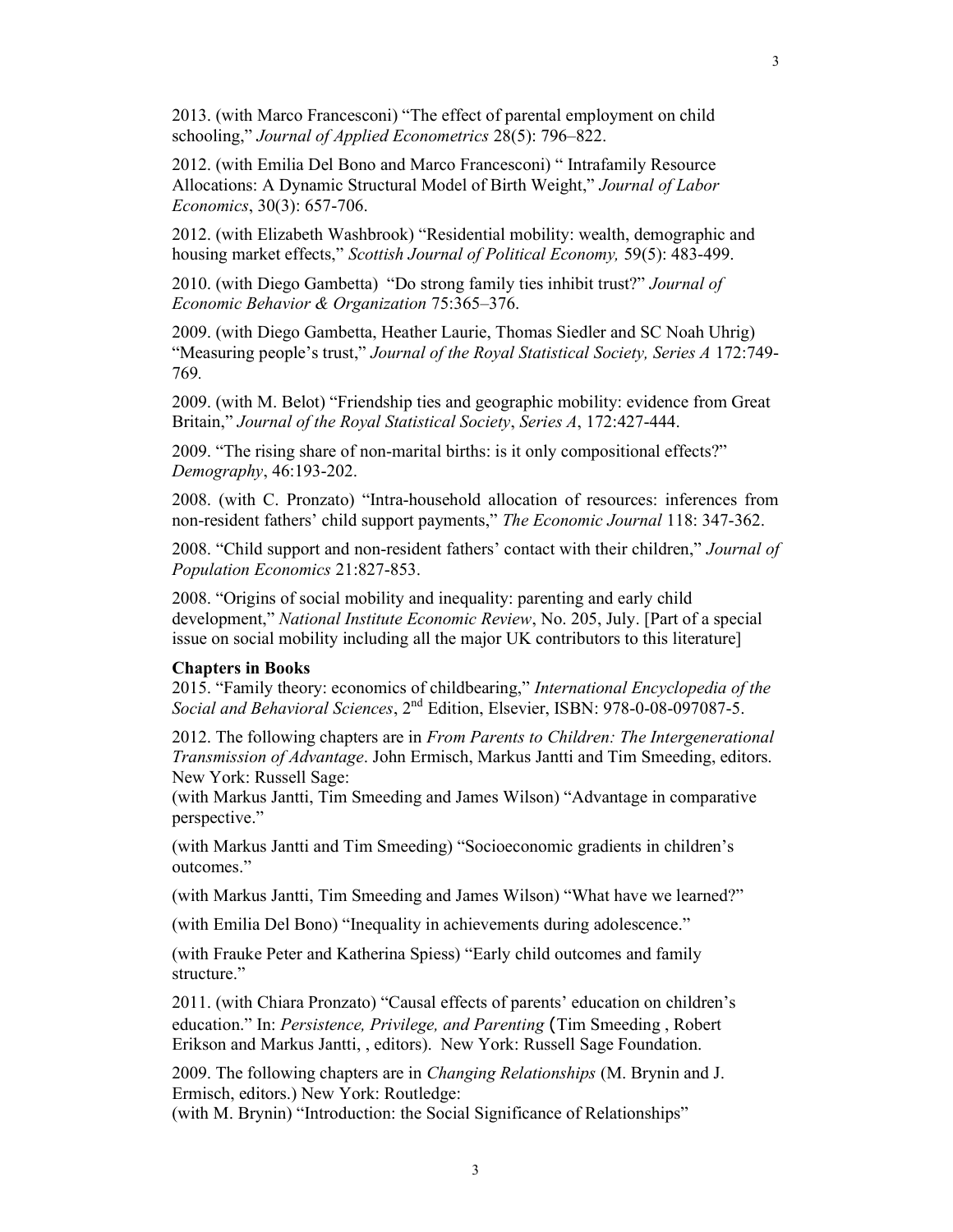2013. (with Marco Francesconi) "The effect of parental employment on child schooling," *Journal of Applied Econometrics* 28(5): 796–822.

2012. (with Emilia Del Bono and Marco Francesconi) " Intrafamily Resource Allocations: A Dynamic Structural Model of Birth Weight," *Journal of Labor Economics*, 30(3): 657-706.

2012. (with Elizabeth Washbrook) "Residential mobility: wealth, demographic and housing market effects," *Scottish Journal of Political Economy,* 59(5): 483-499.

2010. (with Diego Gambetta) "Do strong family ties inhibit trust?" *Journal of Economic Behavior & Organization* 75:365–376.

2009. (with Diego Gambetta, Heather Laurie, Thomas Siedler and SC Noah Uhrig) "Measuring people's trust," *Journal of the Royal Statistical Society, Series A* 172:749-769.

2009. (with M. Belot) "Friendship ties and geographic mobility: evidence from Great Britain," *Journal of the Royal Statistical Society*, *Series A*, 172:427-444.

2009. "The rising share of non-marital births: is it only compositional effects?" *Demography*, 46:193-202.

2008. (with C. Pronzato) "Intra-household allocation of resources: inferences from non-resident fathers' child support payments," *The Economic Journal* 118: 347-362.

2008. "Child support and non-resident fathers' contact with their children," *Journal of Population Economics* 21:827-853.

2008. "Origins of social mobility and inequality: parenting and early child development," *National Institute Economic Review*, No. 205, July. [Part of a special issue on social mobility including all the major UK contributors to this literature]

**Chapters in Books**

2015. "Family theory: economics of childbearing," *International Encyclopedia of the Social and Behavioral Sciences*, 2nd Edition, Elsevier, ISBN: 978-0-08-097087-5.

2012. The following chapters are in *From Parents to Children: The Intergenerational Transmission of Advantage*. John Ermisch, Markus Jantti and Tim Smeeding, editors. New York: Russell Sage:

(with Markus Jantti, Tim Smeeding and James Wilson) "Advantage in comparative perspective."

(with Markus Jantti and Tim Smeeding) "Socioeconomic gradients in children's outcomes."

(with Markus Jantti, Tim Smeeding and James Wilson) "What have we learned?"

(with Emilia Del Bono) "Inequality in achievements during adolescence."

(with Frauke Peter and Katherina Spiess) "Early child outcomes and family structure."

2011. (with Chiara Pronzato) "Causal effects of parents' education on children's education." In: *Persistence, Privilege, and Parenting* (Tim Smeeding , Robert Erikson and Markus Jantti, , editors). New York: Russell Sage Foundation.

2009. The following chapters are in *Changing Relationships* (M. Brynin and J. Ermisch, editors.) New York: Routledge:

(with M. Brynin) "Introduction: the Social Significance of Relationships"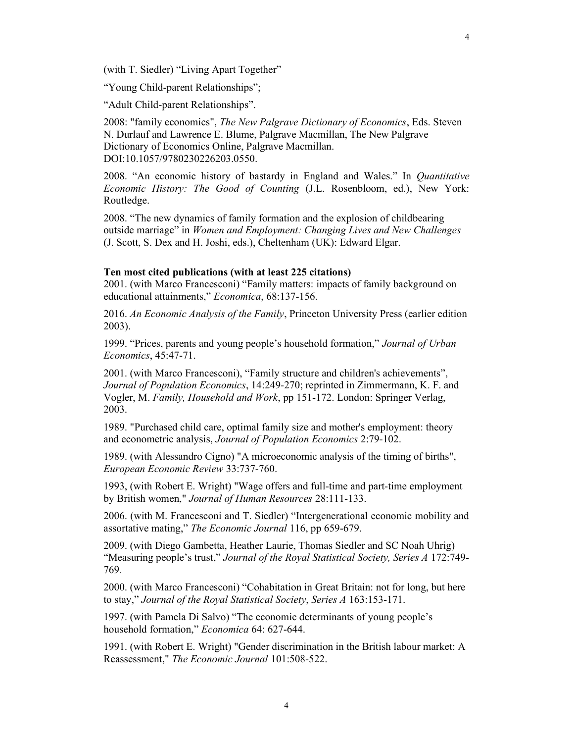(with T. Siedler) “Living Apart Together”

“Young Child-parent Relationships”;

“Adult Child-parent Relationships”.

2008: "family economics", *The New Palgrave Dictionary of Economics*, Eds. Steven N. Durlauf and Lawrence E. Blume, Palgrave Macmillan, The New Palgrave Dictionary of Economics Online, Palgrave Macmillan. DOI:10.1057/9780230226203.0550.

2008. “An economic history of bastardy in England and Wales.” In *Quantitative Economic History: The Good of Counting* (J.L. Rosenbloom, ed.), New York: Routledge.

2008. “The new dynamics of family formation and the explosion of childbearing outside marriage” in *Women and Employment: Changing Lives and New Challenges* (J. Scott, S. Dex and H. Joshi, eds.), Cheltenham (UK): Edward Elgar.

**Ten most cited publications (with at least 225 citations)**

2001. (with Marco Francesconi) “Family matters: impacts of family background on educational attainments,” *Economica*, 68:137-156.

2016. *An Economic Analysis of the Family*, Princeton University Press (earlier edition 2003).

1999. “Prices, parents and young people’s household formation,” *Journal of Urban Economics*, 45:47-71.

2001. (with Marco Francesconi), “Family structure and children's achievements”, *Journal of Population Economics*, 14:249-270; reprinted in Zimmermann, K. F. and Vogler, M. *Family, Household and Work*, pp 151-172. London: Springer Verlag, 2003.

1989. "Purchased child care, optimal family size and mother's employment: theory and econometric analysis, *Journal of Population Economics* 2:79-102.

1989. (with Alessandro Cigno) "A microeconomic analysis of the timing of births", *European Economic Review* 33:737-760.

1993, (with Robert E. Wright) "Wage offers and full-time and part-time employment by British women," *Journal of Human Resources* 28:111-133.

2006. (with M. Francesconi and T. Siedler) “Intergenerational economic mobility and assortative mating,” *The Economic Journal* 116, pp 659-679.

2009. (with Diego Gambetta, Heather Laurie, Thomas Siedler and SC Noah Uhrig) “Measuring people’s trust,” *Journal of the Royal Statistical Society, Series A* 172:749-769.

2000. (with Marco Francesconi) “Cohabitation in Great Britain: not for long, but here to stay,” *Journal of the Royal Statistical Society*, *Series A* 163:153-171.

1997. (with Pamela Di Salvo) “The economic determinants of young people’s household formation,” *Economica* 64: 627-644.

1991. (with Robert E. Wright) "Gender discrimination in the British labour market: A Reassessment," *The Economic Journal* 101:508-522.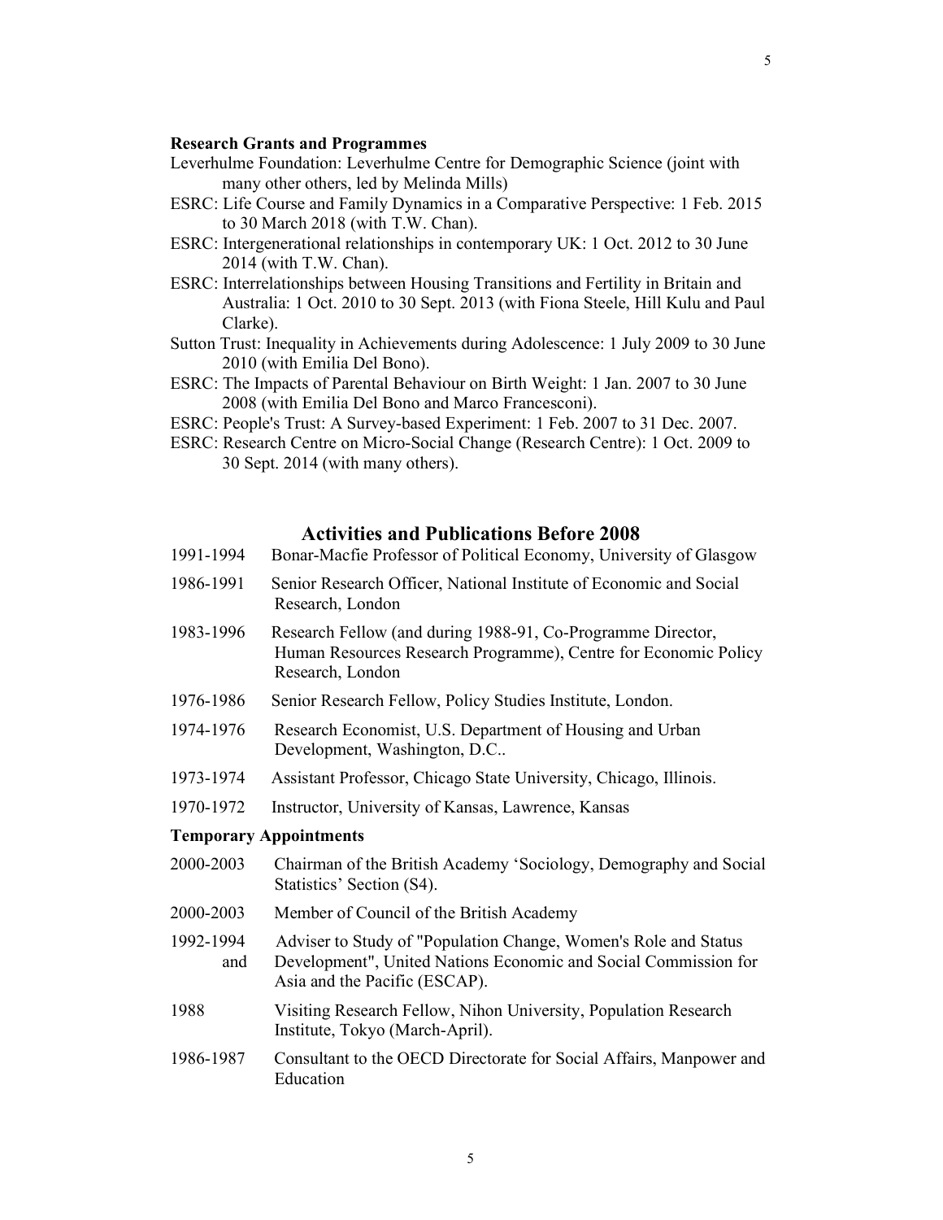**Research Grants and Programmes**

Leverhulme Foundation: Leverhulme Centre for Demographic Science (joint with many other others, led by Melinda Mills)

ESRC: Life Course and Family Dynamics in a Comparative Perspective: 1 Feb. 2015 to 30 March 2018 (with T.W. Chan).

ESRC: Intergenerational relationships in contemporary UK: 1 Oct. 2012 to 30 June 2014 (with T.W. Chan).

ESRC: Interrelationships between Housing Transitions and Fertility in Britain and Australia: 1 Oct. 2010 to 30 Sept. 2013 (with Fiona Steele, Hill Kulu and Paul Clarke).

Sutton Trust: Inequality in Achievements during Adolescence: 1 July 2009 to 30 June 2010 (with Emilia Del Bono).

ESRC: The Impacts of Parental Behaviour on Birth Weight: 1 Jan. 2007 to 30 June 2008 (with Emilia Del Bono and Marco Francesconi).

ESRC: People's Trust: A Survey-based Experiment: 1 Feb. 2007 to 31 Dec. 2007.

ESRC: Research Centre on Micro-Social Change (Research Centre): 1 Oct. 2009 to 30 Sept. 2014 (with many others).

## Activities and Publications Before 2008

1991-1994 Bonar-Macfie Professor of Political Economy, University of Glasgow

1986-1991 Senior Research Officer, National Institute of Economic and Social Research, London

1983-1996 Research Fellow (and during 1988-91, Co-Programme Director, Human Resources Research Programme), Centre for Economic Policy Research, London

1976-1986 Senior Research Fellow, Policy Studies Institute, London.

1974-1976 Research Economist, U.S. Department of Housing and Urban Development, Washington, D.C..

1973-1974 Assistant Professor, Chicago State University, Chicago, Illinois.

1970-1972 Instructor, University of Kansas, Lawrence, Kansas

**Temporary Appointments**

2000-2003 Chairman of the British Academy 'Sociology, Demography and Social Statistics' Section (S4).

2000-2003 Member of Council of the British Academy

1992-1994 and Adviser to Study of "Population Change, Women's Role and Status Development", United Nations Economic and Social Commission for Asia and the Pacific (ESCAP).

1988 Visiting Research Fellow, Nihon University, Population Research Institute, Tokyo (March-April).

1986-1987 Consultant to the OECD Directorate for Social Affairs, Manpower and Education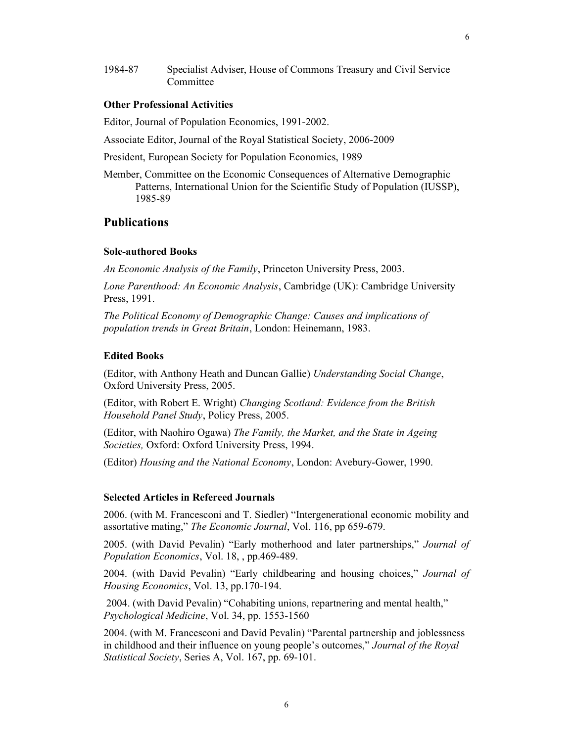1984-87 Specialist Adviser, House of Commons Treasury and Civil Service Committee

**Other Professional Activities**

Editor, Journal of Population Economics, 1991-2002.

Associate Editor, Journal of the Royal Statistical Society, 2006-2009

President, European Society for Population Economics, 1989

Member, Committee on the Economic Consequences of Alternative Demographic Patterns, International Union for the Scientific Study of Population (IUSSP), 1985-89

## Publications

**Sole-authored Books**

*An Economic Analysis of the Family*, Princeton University Press, 2003.

*Lone Parenthood: An Economic Analysis*, Cambridge (UK): Cambridge University Press, 1991.

*The Political Economy of Demographic Change: Causes and implications of population trends in Great Britain*, London: Heinemann, 1983.

**Edited Books**

(Editor, with Anthony Heath and Duncan Gallie) *Understanding Social Change*, Oxford University Press, 2005.

(Editor, with Robert E. Wright) *Changing Scotland: Evidence from the British Household Panel Study*, Policy Press, 2005.

(Editor, with Naohiro Ogawa) *The Family, the Market, and the State in Ageing Societies,* Oxford: Oxford University Press, 1994.

(Editor) *Housing and the National Economy*, London: Avebury-Gower, 1990.

**Selected Articles in Refereed Journals**

2006. (with M. Francesconi and T. Siedler) "Intergenerational economic mobility and assortative mating," *The Economic Journal*, Vol. 116, pp 659-679.

2005. (with David Pevalin) "Early motherhood and later partnerships," *Journal of Population Economics*, Vol. 18, , pp.469-489.

2004. (with David Pevalin) "Early childbearing and housing choices," *Journal of Housing Economics*, Vol. 13, pp.170-194.

2004. (with David Pevalin) "Cohabiting unions, repartnering and mental health," *Psychological Medicine*, Vol. 34, pp. 1553-1560

2004. (with M. Francesconi and David Pevalin) "Parental partnership and joblessness in childhood and their influence on young people's outcomes," *Journal of the Royal Statistical Society*, Series A, Vol. 167, pp. 69-101.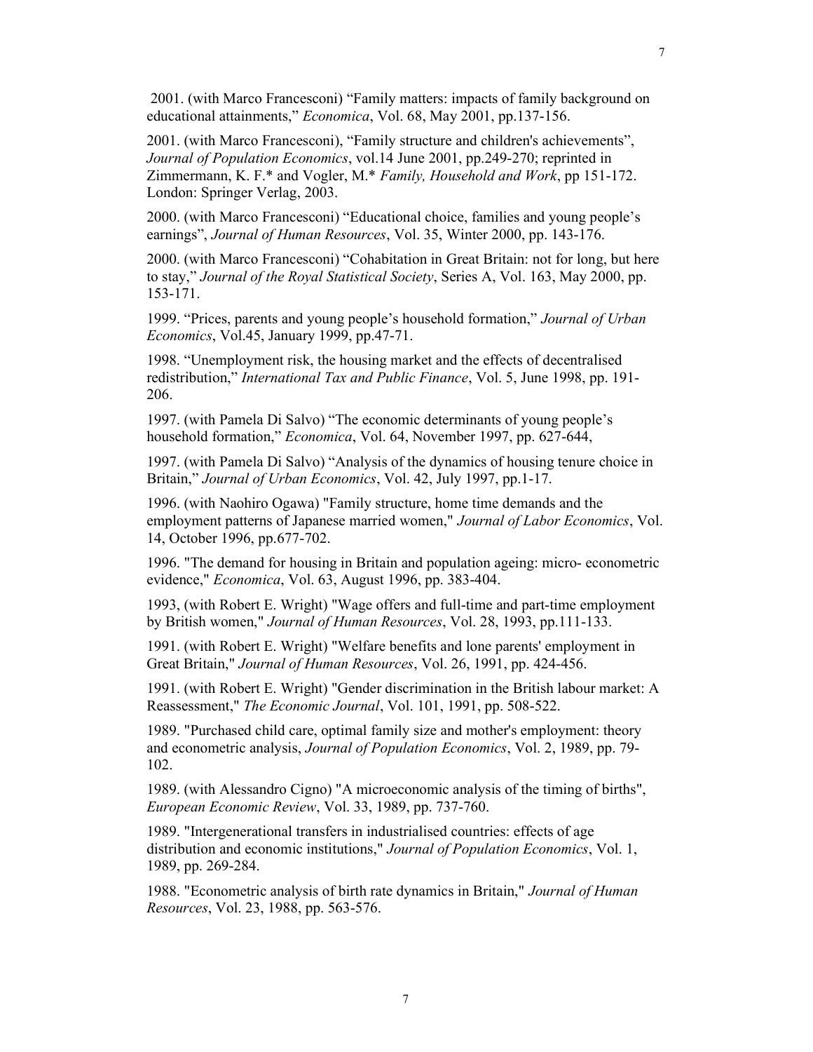2001. (with Marco Francesconi) “Family matters: impacts of family background on educational attainments,” *Economica*, Vol. 68, May 2001, pp.137-156.

2001. (with Marco Francesconi), “Family structure and children's achievements”, *Journal of Population Economics*, vol.14 June 2001, pp.249-270; reprinted in Zimmermann, K. F.* and Vogler, M.* *Family, Household and Work*, pp 151-172. London: Springer Verlag, 2003.

2000. (with Marco Francesconi) “Educational choice, families and young people’s earnings”, *Journal of Human Resources*, Vol. 35, Winter 2000, pp. 143-176.

2000. (with Marco Francesconi) “Cohabitation in Great Britain: not for long, but here to stay,” *Journal of the Royal Statistical Society*, Series A, Vol. 163, May 2000, pp. 153-171.

1999. “Prices, parents and young people’s household formation,” *Journal of Urban Economics*, Vol.45, January 1999, pp.47-71.

1998. “Unemployment risk, the housing market and the effects of decentralised redistribution,” *International Tax and Public Finance*, Vol. 5, June 1998, pp. 191-206.

1997. (with Pamela Di Salvo) “The economic determinants of young people’s household formation,” *Economica*, Vol. 64, November 1997, pp. 627-644,

1997. (with Pamela Di Salvo) “Analysis of the dynamics of housing tenure choice in Britain,” *Journal of Urban Economics*, Vol. 42, July 1997, pp.1-17.

1996. (with Naohiro Ogawa) "Family structure, home time demands and the employment patterns of Japanese married women," *Journal of Labor Economics*, Vol. 14, October 1996, pp.677-702.

1996. "The demand for housing in Britain and population ageing: micro- econometric evidence," *Economica*, Vol. 63, August 1996, pp. 383-404.

1993, (with Robert E. Wright) "Wage offers and full-time and part-time employment by British women," *Journal of Human Resources*, Vol. 28, 1993, pp.111-133.

1991. (with Robert E. Wright) "Welfare benefits and lone parents' employment in Great Britain," *Journal of Human Resources*, Vol. 26, 1991, pp. 424-456.

1991. (with Robert E. Wright) "Gender discrimination in the British labour market: A Reassessment," *The Economic Journal*, Vol. 101, 1991, pp. 508-522.

1989. "Purchased child care, optimal family size and mother's employment: theory and econometric analysis, *Journal of Population Economics*, Vol. 2, 1989, pp. 79-102.

1989. (with Alessandro Cigno) "A microeconomic analysis of the timing of births", *European Economic Review*, Vol. 33, 1989, pp. 737-760.

1989. "Intergenerational transfers in industrialised countries: effects of age distribution and economic institutions," *Journal of Population Economics*, Vol. 1, 1989, pp. 269-284.

1988. "Econometric analysis of birth rate dynamics in Britain," *Journal of Human Resources*, Vol. 23, 1988, pp. 563-576.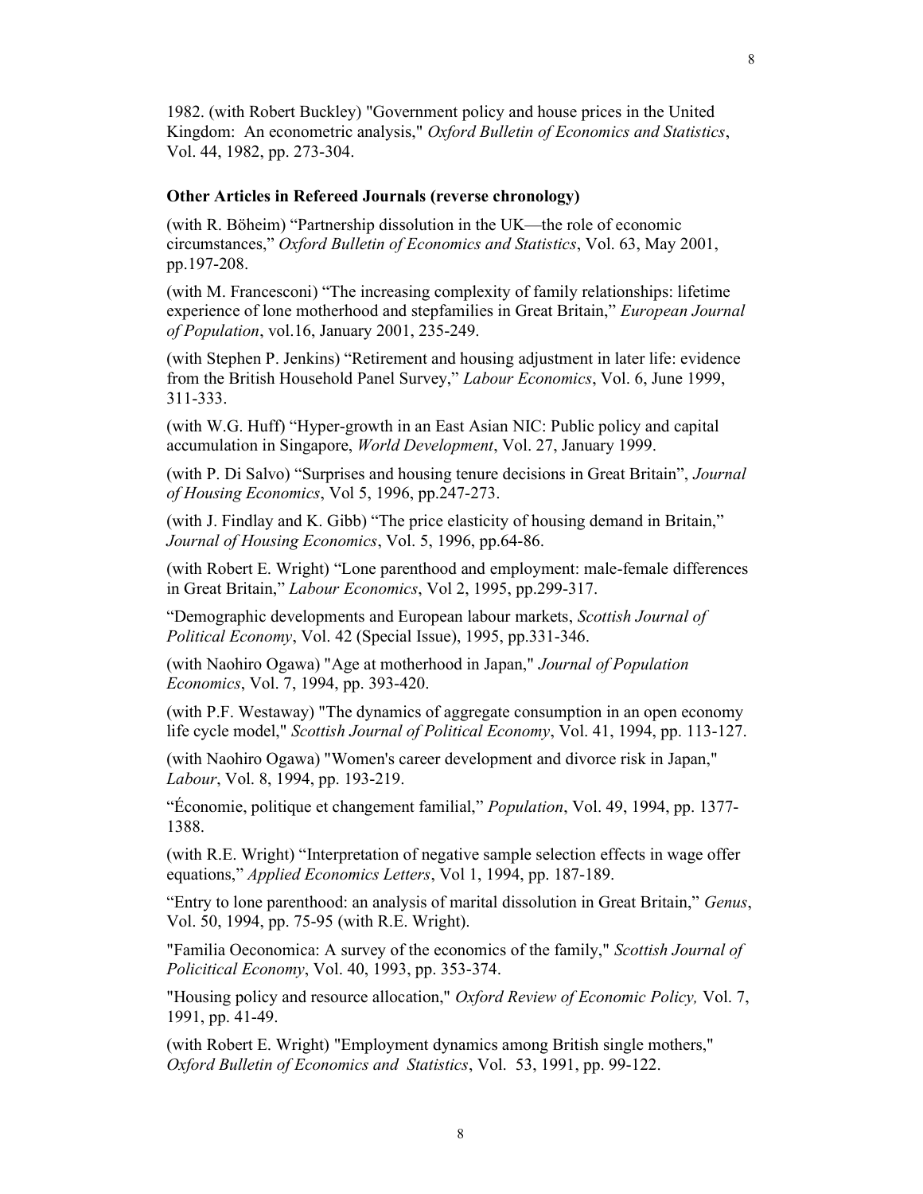1982. (with Robert Buckley) "Government policy and house prices in the United Kingdom: An econometric analysis," *Oxford Bulletin of Economics and Statistics*, Vol. 44, 1982, pp. 273-304.

**Other Articles in Refereed Journals (reverse chronology)**

(with R. Böheim) "Partnership dissolution in the UK—the role of economic circumstances," *Oxford Bulletin of Economics and Statistics*, Vol. 63, May 2001, pp.197-208.

(with M. Francesconi) "The increasing complexity of family relationships: lifetime experience of lone motherhood and stepfamilies in Great Britain," *European Journal of Population*, vol.16, January 2001, 235-249.

(with Stephen P. Jenkins) "Retirement and housing adjustment in later life: evidence from the British Household Panel Survey," *Labour Economics*, Vol. 6, June 1999, 311-333.

(with W.G. Huff) "Hyper-growth in an East Asian NIC: Public policy and capital accumulation in Singapore, *World Development*, Vol. 27, January 1999.

(with P. Di Salvo) "Surprises and housing tenure decisions in Great Britain", *Journal of Housing Economics*, Vol 5, 1996, pp.247-273.

(with J. Findlay and K. Gibb) "The price elasticity of housing demand in Britain," *Journal of Housing Economics*, Vol. 5, 1996, pp.64-86.

(with Robert E. Wright) "Lone parenthood and employment: male-female differences in Great Britain," *Labour Economics*, Vol 2, 1995, pp.299-317.

"Demographic developments and European labour markets, *Scottish Journal of Political Economy*, Vol. 42 (Special Issue), 1995, pp.331-346.

(with Naohiro Ogawa) "Age at motherhood in Japan," *Journal of Population Economics*, Vol. 7, 1994, pp. 393-420.

(with P.F. Westaway) "The dynamics of aggregate consumption in an open economy life cycle model," *Scottish Journal of Political Economy*, Vol. 41, 1994, pp. 113-127.

(with Naohiro Ogawa) "Women's career development and divorce risk in Japan," *Labour*, Vol. 8, 1994, pp. 193-219.

"Économie, politique et changement familial," *Population*, Vol. 49, 1994, pp. 1377-1388.

(with R.E. Wright) "Interpretation of negative sample selection effects in wage offer equations," *Applied Economics Letters*, Vol 1, 1994, pp. 187-189.

"Entry to lone parenthood: an analysis of marital dissolution in Great Britain," *Genus*, Vol. 50, 1994, pp. 75-95 (with R.E. Wright).

"Familia Oeconomica: A survey of the economics of the family," *Scottish Journal of Policitical Economy*, Vol. 40, 1993, pp. 353-374.

"Housing policy and resource allocation," *Oxford Review of Economic Policy,* Vol. 7, 1991, pp. 41-49.

(with Robert E. Wright) "Employment dynamics among British single mothers," *Oxford Bulletin of Economics and Statistics*, Vol. 53, 1991, pp. 99-122.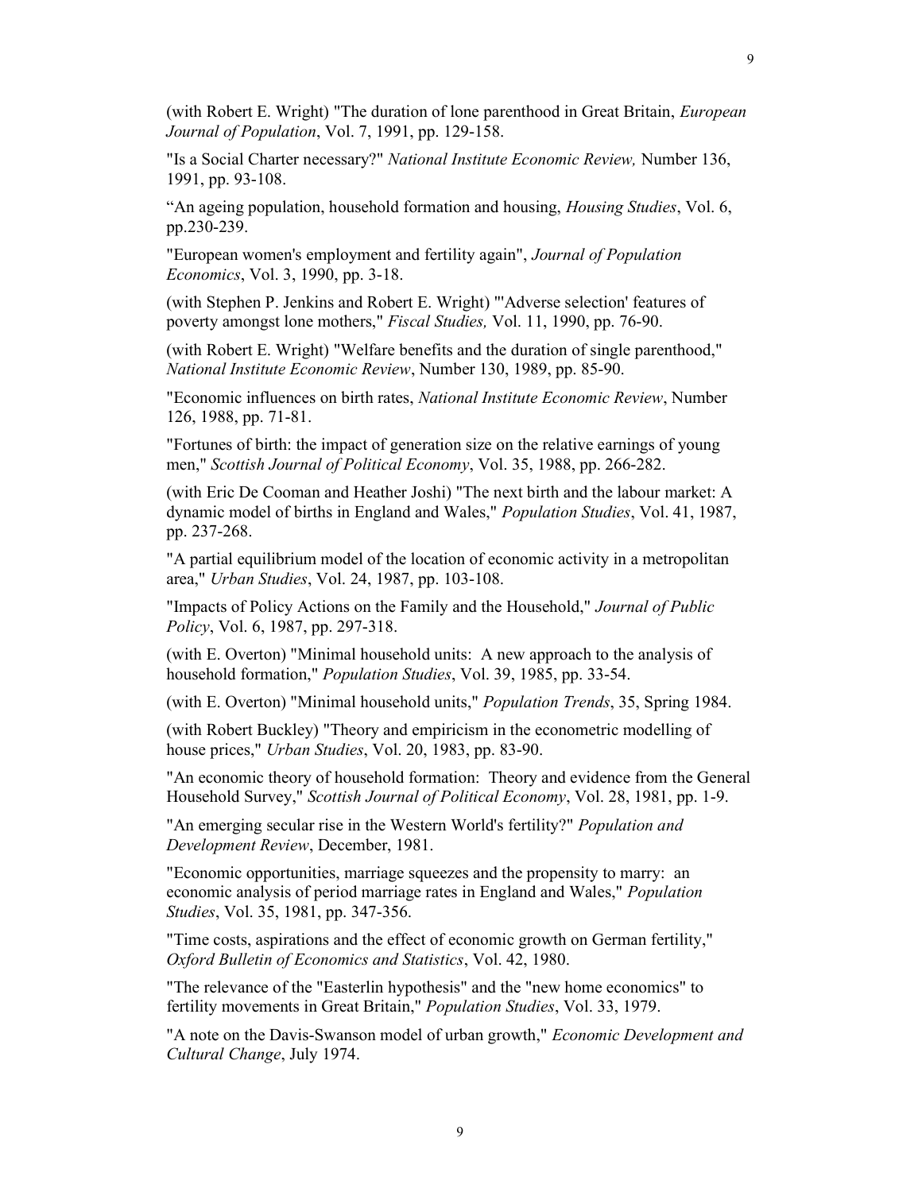(with Robert E. Wright) "The duration of lone parenthood in Great Britain, *European Journal of Population*, Vol. 7, 1991, pp. 129-158.

"Is a Social Charter necessary?" *National Institute Economic Review,* Number 136, 1991, pp. 93-108.

"An ageing population, household formation and housing, *Housing Studies*, Vol. 6, pp.230-239.

"European women's employment and fertility again", *Journal of Population Economics*, Vol. 3, 1990, pp. 3-18.

(with Stephen P. Jenkins and Robert E. Wright) "'Adverse selection' features of poverty amongst lone mothers," *Fiscal Studies,* Vol. 11, 1990, pp. 76-90.

(with Robert E. Wright) "Welfare benefits and the duration of single parenthood," *National Institute Economic Review*, Number 130, 1989, pp. 85-90.

"Economic influences on birth rates, *National Institute Economic Review*, Number 126, 1988, pp. 71-81.

"Fortunes of birth: the impact of generation size on the relative earnings of young men," *Scottish Journal of Political Economy*, Vol. 35, 1988, pp. 266-282.

(with Eric De Cooman and Heather Joshi) "The next birth and the labour market: A dynamic model of births in England and Wales," *Population Studies*, Vol. 41, 1987, pp. 237-268.

"A partial equilibrium model of the location of economic activity in a metropolitan area," *Urban Studies*, Vol. 24, 1987, pp. 103-108.

"Impacts of Policy Actions on the Family and the Household," *Journal of Public Policy*, Vol. 6, 1987, pp. 297-318.

(with E. Overton) "Minimal household units: A new approach to the analysis of household formation," *Population Studies*, Vol. 39, 1985, pp. 33-54.

(with E. Overton) "Minimal household units," *Population Trends*, 35, Spring 1984.

(with Robert Buckley) "Theory and empiricism in the econometric modelling of house prices," *Urban Studies*, Vol. 20, 1983, pp. 83-90.

"An economic theory of household formation: Theory and evidence from the General Household Survey," *Scottish Journal of Political Economy*, Vol. 28, 1981, pp. 1-9.

"An emerging secular rise in the Western World's fertility?" *Population and Development Review*, December, 1981.

"Economic opportunities, marriage squeezes and the propensity to marry: an economic analysis of period marriage rates in England and Wales," *Population Studies*, Vol. 35, 1981, pp. 347-356.

"Time costs, aspirations and the effect of economic growth on German fertility," *Oxford Bulletin of Economics and Statistics*, Vol. 42, 1980.

"The relevance of the "Easterlin hypothesis" and the "new home economics" to fertility movements in Great Britain," *Population Studies*, Vol. 33, 1979.

"A note on the Davis-Swanson model of urban growth," *Economic Development and Cultural Change*, July 1974.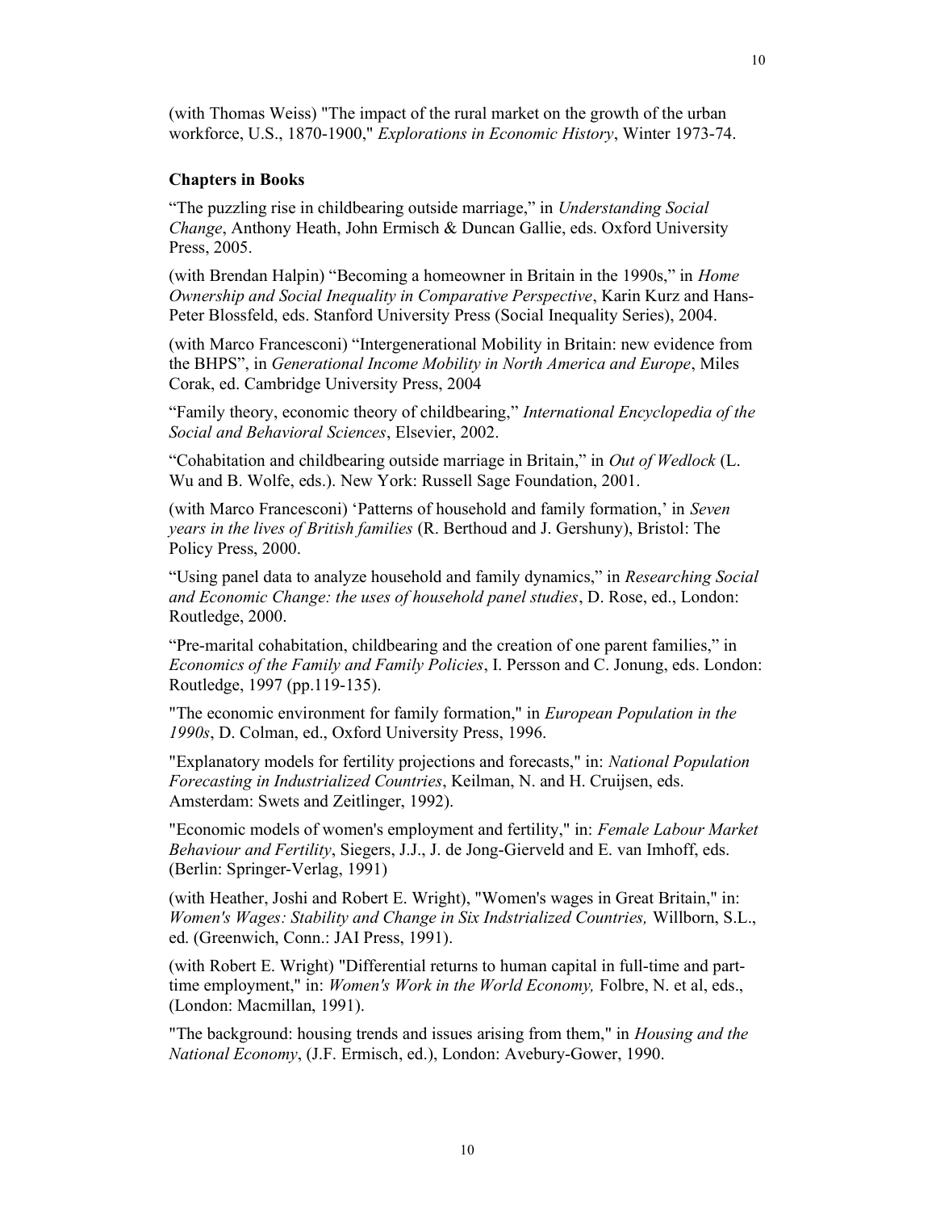(with Thomas Weiss) "The impact of the rural market on the growth of the urban workforce, U.S., 1870-1900," *Explorations in Economic History*, Winter 1973-74.

**Chapters in Books**

"The puzzling rise in childbearing outside marriage," in *Understanding Social Change*, Anthony Heath, John Ermisch & Duncan Gallie, eds. Oxford University Press, 2005.

(with Brendan Halpin) "Becoming a homeowner in Britain in the 1990s," in *Home Ownership and Social Inequality in Comparative Perspective*, Karin Kurz and Hans-Peter Blossfeld, eds. Stanford University Press (Social Inequality Series), 2004.

(with Marco Francesconi) "Intergenerational Mobility in Britain: new evidence from the BHPS", in *Generational Income Mobility in North America and Europe*, Miles Corak, ed. Cambridge University Press, 2004

"Family theory, economic theory of childbearing," *International Encyclopedia of the Social and Behavioral Sciences*, Elsevier, 2002.

"Cohabitation and childbearing outside marriage in Britain," in *Out of Wedlock* (L. Wu and B. Wolfe, eds.). New York: Russell Sage Foundation, 2001.

(with Marco Francesconi) 'Patterns of household and family formation,' in *Seven years in the lives of British families* (R. Berthoud and J. Gershuny), Bristol: The Policy Press, 2000.

"Using panel data to analyze household and family dynamics," in *Researching Social and Economic Change: the uses of household panel studies*, D. Rose, ed., London: Routledge, 2000.

"Pre-marital cohabitation, childbearing and the creation of one parent families," in *Economics of the Family and Family Policies*, I. Persson and C. Jonung, eds. London: Routledge, 1997 (pp.119-135).

"The economic environment for family formation," in *European Population in the 1990s*, D. Colman, ed., Oxford University Press, 1996.

"Explanatory models for fertility projections and forecasts," in: *National Population Forecasting in Industrialized Countries*, Keilman, N. and H. Cruijsen, eds. Amsterdam: Swets and Zeitlinger, 1992).

"Economic models of women's employment and fertility," in: *Female Labour Market Behaviour and Fertility*, Siegers, J.J., J. de Jong-Gierveld and E. van Imhoff, eds. (Berlin: Springer-Verlag, 1991)

(with Heather, Joshi and Robert E. Wright), "Women's wages in Great Britain," in: *Women's Wages: Stability and Change in Six Indstrialized Countries,* Willborn, S.L., ed. (Greenwich, Conn.: JAI Press, 1991).

(with Robert E. Wright) "Differential returns to human capital in full-time and part-time employment," in: *Women's Work in the World Economy,* Folbre, N. et al, eds., (London: Macmillan, 1991).

"The background: housing trends and issues arising from them," in *Housing and the National Economy*, (J.F. Ermisch, ed.), London: Avebury-Gower, 1990.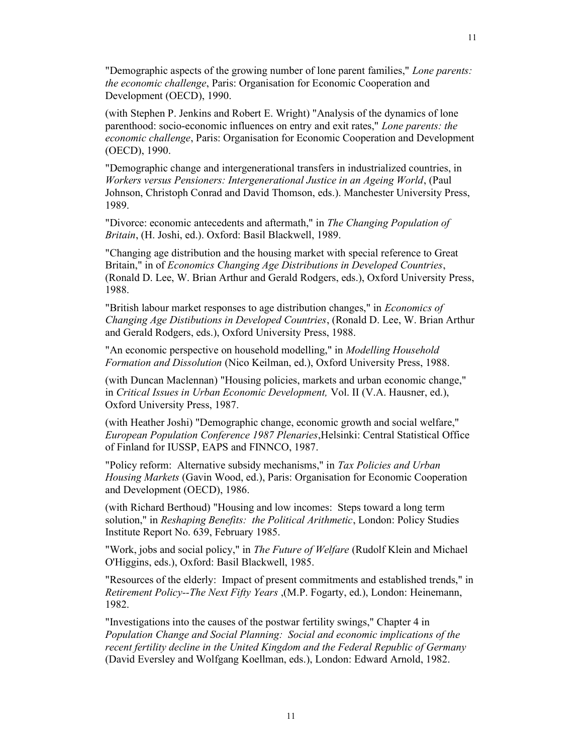"Demographic aspects of the growing number of lone parent families," *Lone parents: the economic challenge*, Paris: Organisation for Economic Cooperation and Development (OECD), 1990.

(with Stephen P. Jenkins and Robert E. Wright) "Analysis of the dynamics of lone parenthood: socio-economic influences on entry and exit rates," *Lone parents: the economic challenge*, Paris: Organisation for Economic Cooperation and Development (OECD), 1990.

"Demographic change and intergenerational transfers in industrialized countries, in *Workers versus Pensioners: Intergenerational Justice in an Ageing World*, (Paul Johnson, Christoph Conrad and David Thomson, eds.). Manchester University Press, 1989.

"Divorce: economic antecedents and aftermath," in *The Changing Population of Britain*, (H. Joshi, ed.). Oxford: Basil Blackwell, 1989.

"Changing age distribution and the housing market with special reference to Great Britain," in of *Economics Changing Age Distributions in Developed Countries*, (Ronald D. Lee, W. Brian Arthur and Gerald Rodgers, eds.), Oxford University Press, 1988.

"British labour market responses to age distribution changes," in *Economics of Changing Age Distibutions in Developed Countries*, (Ronald D. Lee, W. Brian Arthur and Gerald Rodgers, eds.), Oxford University Press, 1988.

"An economic perspective on household modelling," in *Modelling Household Formation and Dissolution* (Nico Keilman, ed.), Oxford University Press, 1988.

(with Duncan Maclennan) "Housing policies, markets and urban economic change," in *Critical Issues in Urban Economic Development,* Vol. II (V.A. Hausner, ed.), Oxford University Press, 1987.

(with Heather Joshi) "Demographic change, economic growth and social welfare," *European Population Conference 1987 Plenaries*,Helsinki: Central Statistical Office of Finland for IUSSP, EAPS and FINNCO, 1987.

"Policy reform: Alternative subsidy mechanisms," in *Tax Policies and Urban Housing Markets* (Gavin Wood, ed.), Paris: Organisation for Economic Cooperation and Development (OECD), 1986.

(with Richard Berthoud) "Housing and low incomes: Steps toward a long term solution," in *Reshaping Benefits: the Political Arithmetic*, London: Policy Studies Institute Report No. 639, February 1985.

"Work, jobs and social policy," in *The Future of Welfare* (Rudolf Klein and Michael O'Higgins, eds.), Oxford: Basil Blackwell, 1985.

"Resources of the elderly: Impact of present commitments and established trends," in *Retirement Policy--The Next Fifty Years* ,(M.P. Fogarty, ed.), London: Heinemann, 1982.

"Investigations into the causes of the postwar fertility swings," Chapter 4 in *Population Change and Social Planning: Social and economic implications of the recent fertility decline in the United Kingdom and the Federal Republic of Germany* (David Eversley and Wolfgang Koellman, eds.), London: Edward Arnold, 1982.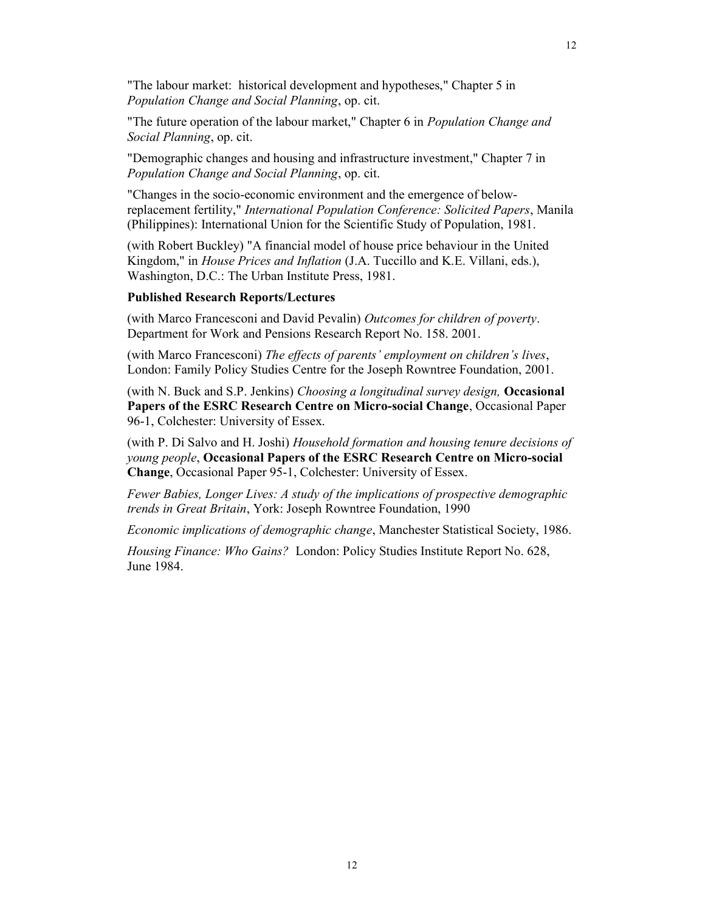"The labour market: historical development and hypotheses," Chapter 5 in *Population Change and Social Planning*, op. cit.

"The future operation of the labour market," Chapter 6 in *Population Change and Social Planning*, op. cit.

"Demographic changes and housing and infrastructure investment," Chapter 7 in *Population Change and Social Planning*, op. cit.

"Changes in the socio-economic environment and the emergence of below-replacement fertility," *International Population Conference: Solicited Papers*, Manila (Philippines): International Union for the Scientific Study of Population, 1981.

(with Robert Buckley) "A financial model of house price behaviour in the United Kingdom," in *House Prices and Inflation* (J.A. Tuccillo and K.E. Villani, eds.), Washington, D.C.: The Urban Institute Press, 1981.

**Published Research Reports/Lectures**

(with Marco Francesconi and David Pevalin) *Outcomes for children of poverty*. Department for Work and Pensions Research Report No. 158. 2001.

(with Marco Francesconi) *The effects of parents' employment on children's lives*, London: Family Policy Studies Centre for the Joseph Rowntree Foundation, 2001.

(with N. Buck and S.P. Jenkins) *Choosing a longitudinal survey design,* **Occasional Papers of the ESRC Research Centre on Micro-social Change**, Occasional Paper 96-1, Colchester: University of Essex.

(with P. Di Salvo and H. Joshi) *Household formation and housing tenure decisions of young people*, **Occasional Papers of the ESRC Research Centre on Micro-social Change**, Occasional Paper 95-1, Colchester: University of Essex.

*Fewer Babies, Longer Lives: A study of the implications of prospective demographic trends in Great Britain*, York: Joseph Rowntree Foundation, 1990

*Economic implications of demographic change*, Manchester Statistical Society, 1986.

*Housing Finance: Who Gains?* London: Policy Studies Institute Report No. 628, June 1984.